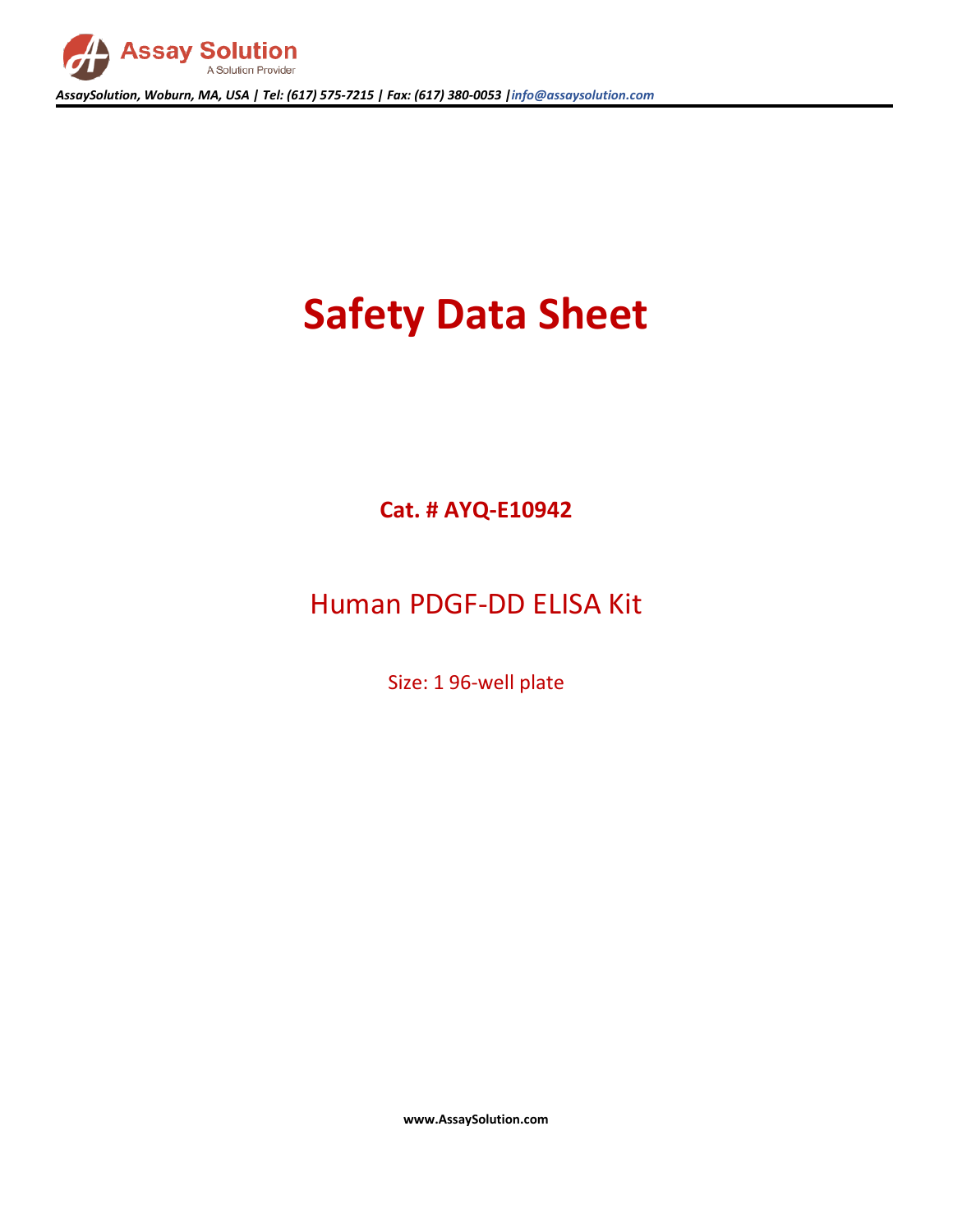# Safety Data Sheet

**Cat. # AYQ-E10942**

## Human PDGF-DD ELISA Kit

Size: 1 96-well plate

**www.AssaySolution.com**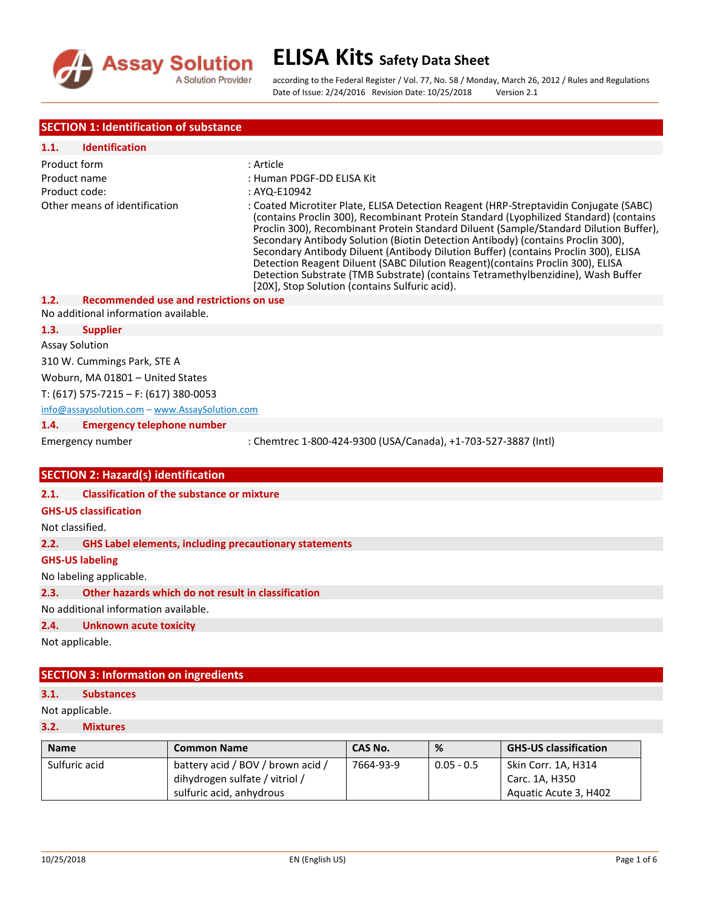# ELISA Kits Safety Data Sheet

according to the Federal Register / Vol. 77, No. 58 / Monday, March 26, 2012 / Rules and Regulations
Date of Issue: 2/24/2016 Revision Date: 10/25/2018 Version 2.1

## SECTION 1: Identification of substance

### 1.1. Identification

| | |
|---|---|
| Product form | : Article |
| Product name | : Human PDGF-DD ELISA Kit |
| Product code: | : AYQ-E10942 |
| Other means of identification | : Coated Microtiter Plate, ELISA Detection Reagent (HRP-Streptavidin Conjugate (SABC) (contains Proclin 300), Recombinant Protein Standard (Lyophilized Standard) (contains Proclin 300), Recombinant Protein Standard Diluent (Sample/Standard Dilution Buffer), Secondary Antibody Solution (Biotin Detection Antibody) (contains Proclin 300), Secondary Antibody Diluent (Antibody Dilution Buffer) (contains Proclin 300), ELISA Detection Reagent Diluent (SABC Dilution Reagent)(contains Proclin 300), ELISA Detection Substrate (TMB Substrate) (contains Tetramethylbenzidine), Wash Buffer [20X], Stop Solution (contains Sulfuric acid). |

### 1.2. Recommended use and restrictions on use

No additional information available.

### 1.3. Supplier

Assay Solution

310 W. Cummings Park, STE A

Woburn, MA 01801 – United States

T: (617) 575-7215 – F: (617) 380-0053

info@assaysolution.com – www.AssaySolution.com

### 1.4. Emergency telephone number

Emergency number : Chemtrec 1-800-424-9300 (USA/Canada), +1-703-527-3887 (Intl)

## SECTION 2: Hazard(s) identification

### 2.1. Classification of the substance or mixture

**GHS-US classification**

Not classified.

### 2.2. GHS Label elements, including precautionary statements

**GHS-US labeling**

No labeling applicable.

### 2.3. Other hazards which do not result in classification

No additional information available.

### 2.4. Unknown acute toxicity

Not applicable.

## SECTION 3: Information on ingredients

### 3.1. Substances

Not applicable.

### 3.2. Mixtures

| Name | Common Name | CAS No. | % | GHS-US classification |
|---|---|---|---|---|
| Sulfuric acid | battery acid / BOV / brown acid / dihydrogen sulfate / vitriol / sulfuric acid, anhydrous | 7664-93-9 | 0.05 - 0.5 | Skin Corr. 1A, H314<br>Carc. 1A, H350<br>Aquatic Acute 3, H402 |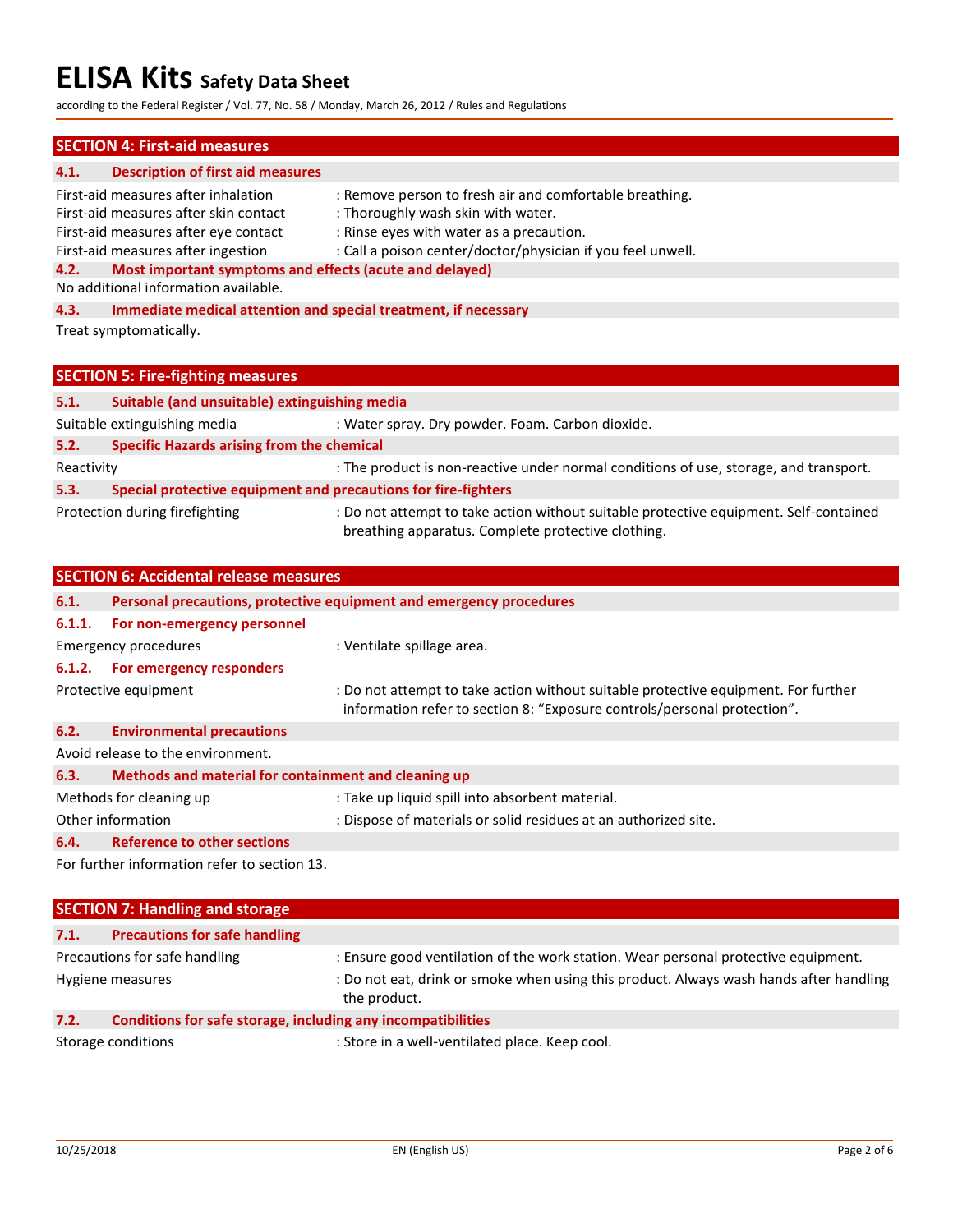## SECTION 4: First-aid measures

### 4.1. Description of first aid measures

First-aid measures after inhalation : Remove person to fresh air and comfortable breathing.
First-aid measures after skin contact : Thoroughly wash skin with water.
First-aid measures after eye contact : Rinse eyes with water as a precaution.
First-aid measures after ingestion : Call a poison center/doctor/physician if you feel unwell.

### 4.2. Most important symptoms and effects (acute and delayed)

No additional information available.

### 4.3. Immediate medical attention and special treatment, if necessary

Treat symptomatically.

## SECTION 5: Fire-fighting measures

### 5.1. Suitable (and unsuitable) extinguishing media

Suitable extinguishing media : Water spray. Dry powder. Foam. Carbon dioxide.

### 5.2. Specific Hazards arising from the chemical

Reactivity : The product is non-reactive under normal conditions of use, storage, and transport.

### 5.3. Special protective equipment and precautions for fire-fighters

Protection during firefighting : Do not attempt to take action without suitable protective equipment. Self-contained breathing apparatus. Complete protective clothing.

## SECTION 6: Accidental release measures

### 6.1. Personal precautions, protective equipment and emergency procedures

#### 6.1.1. For non-emergency personnel

Emergency procedures : Ventilate spillage area.

#### 6.1.2. For emergency responders

Protective equipment : Do not attempt to take action without suitable protective equipment. For further information refer to section 8: "Exposure controls/personal protection".

### 6.2. Environmental precautions

Avoid release to the environment.

### 6.3. Methods and material for containment and cleaning up

Methods for cleaning up : Take up liquid spill into absorbent material.
Other information : Dispose of materials or solid residues at an authorized site.

### 6.4. Reference to other sections

For further information refer to section 13.

## SECTION 7: Handling and storage

### 7.1. Precautions for safe handling

Precautions for safe handling : Ensure good ventilation of the work station. Wear personal protective equipment.
Hygiene measures : Do not eat, drink or smoke when using this product. Always wash hands after handling the product.

### 7.2. Conditions for safe storage, including any incompatibilities

Storage conditions : Store in a well-ventilated place. Keep cool.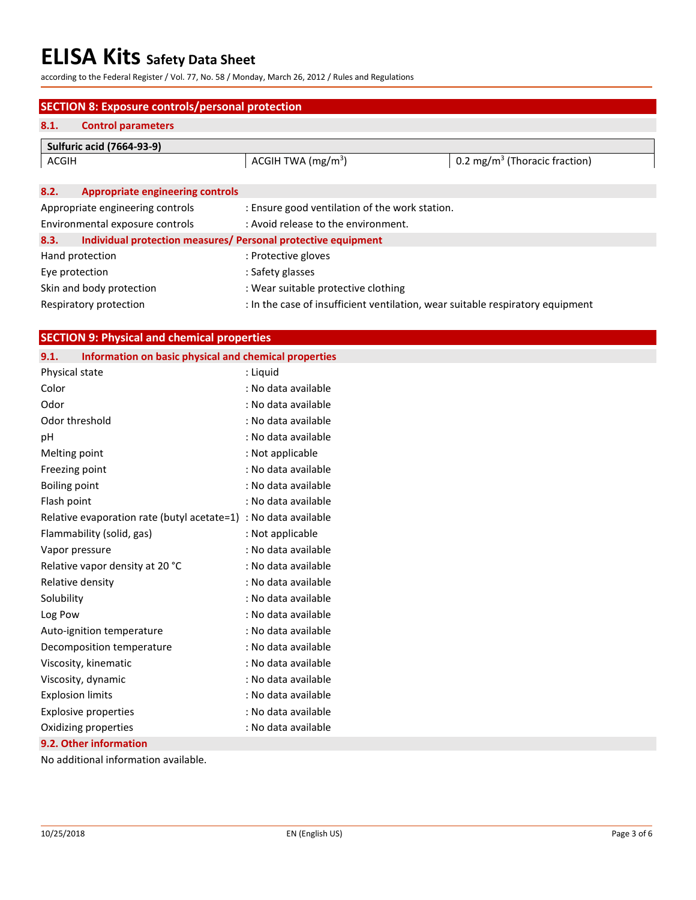## SECTION 8: Exposure controls/personal protection

### 8.1. Control parameters

| Sulfuric acid (7664-93-9) | | |
|---|---|---|
| ACGIH | ACGIH TWA (mg/m$^3$) | 0.2 mg/m$^3$ (Thoracic fraction) |

### 8.2. Appropriate engineering controls

Appropriate engineering controls : Ensure good ventilation of the work station.

Environmental exposure controls : Avoid release to the environment.

### 8.3. Individual protection measures/ Personal protective equipment

Hand protection : Protective gloves

Eye protection : Safety glasses

Skin and body protection : Wear suitable protective clothing

Respiratory protection : In the case of insufficient ventilation, wear suitable respiratory equipment

## SECTION 9: Physical and chemical properties

### 9.1. Information on basic physical and chemical properties

Physical state : Liquid

Color : No data available

Odor : No data available

Odor threshold : No data available

pH : No data available

Melting point : Not applicable

Freezing point : No data available

Boiling point : No data available

Flash point : No data available

Relative evaporation rate (butyl acetate=1) : No data available

Flammability (solid, gas) : Not applicable

Vapor pressure : No data available

Relative vapor density at 20 °C : No data available

Relative density : No data available

Solubility : No data available

Log Pow : No data available

Auto-ignition temperature : No data available

Decomposition temperature : No data available

Viscosity, kinematic : No data available

Viscosity, dynamic : No data available

Explosion limits : No data available

Explosive properties : No data available

Oxidizing properties : No data available

### 9.2. Other information

No additional information available.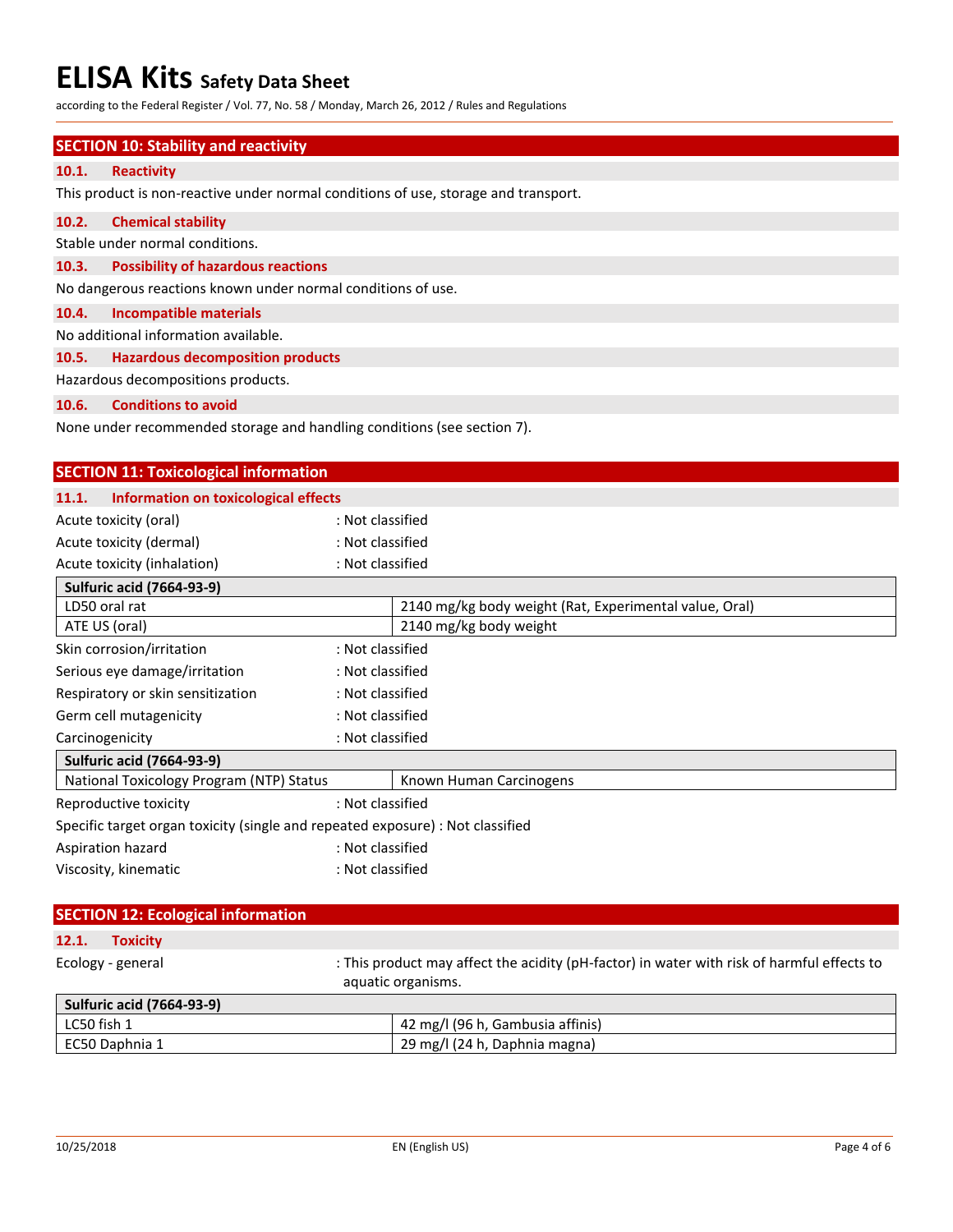## SECTION 10: Stability and reactivity

### 10.1. Reactivity

This product is non-reactive under normal conditions of use, storage and transport.

### 10.2. Chemical stability

Stable under normal conditions.

### 10.3. Possibility of hazardous reactions

No dangerous reactions known under normal conditions of use.

### 10.4. Incompatible materials

No additional information available.

### 10.5. Hazardous decomposition products

Hazardous decompositions products.

### 10.6. Conditions to avoid

None under recommended storage and handling conditions (see section 7).

## SECTION 11: Toxicological information

### 11.1. Information on toxicological effects

Acute toxicity (oral) : Not classified

Acute toxicity (dermal) : Not classified

Acute toxicity (inhalation) : Not classified

| Sulfuric acid (7664-93-9) | |
|---|---|
| LD50 oral rat | 2140 mg/kg body weight (Rat, Experimental value, Oral) |
| ATE US (oral) | 2140 mg/kg body weight |

Skin corrosion/irritation : Not classified

Serious eye damage/irritation : Not classified

Respiratory or skin sensitization : Not classified

Germ cell mutagenicity : Not classified

Carcinogenicity : Not classified

| Sulfuric acid (7664-93-9) | |
|---|---|
| National Toxicology Program (NTP) Status | Known Human Carcinogens |

Reproductive toxicity : Not classified

Specific target organ toxicity (single and repeated exposure) : Not classified

Aspiration hazard : Not classified

Viscosity, kinematic : Not classified

## SECTION 12: Ecological information

### 12.1. Toxicity

Ecology - general : This product may affect the acidity (pH-factor) in water with risk of harmful effects to aquatic organisms.

| Sulfuric acid (7664-93-9) | |
|---|---|
| LC50 fish 1 | 42 mg/l (96 h, Gambusia affinis) |
| EC50 Daphnia 1 | 29 mg/l (24 h, Daphnia magna) |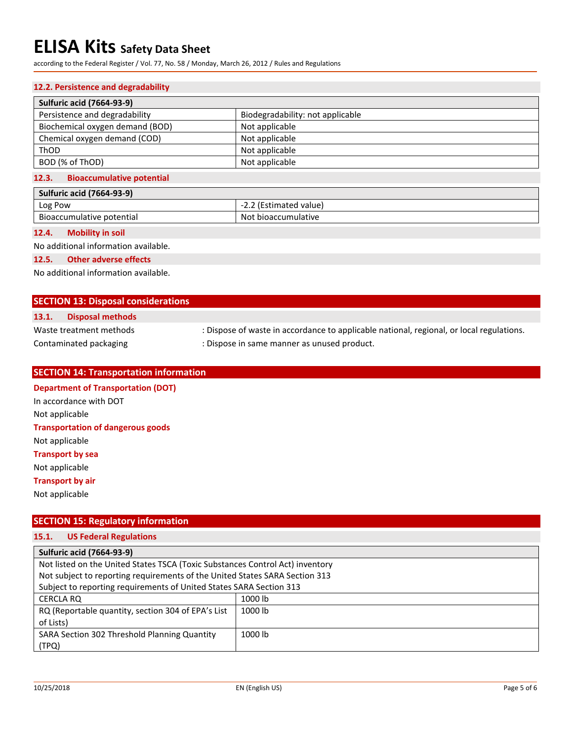### 12.2. Persistence and degradability

| Sulfuric acid (7664-93-9) | |
|---|---|
| Persistence and degradability | Biodegradability: not applicable |
| Biochemical oxygen demand (BOD) | Not applicable |
| Chemical oxygen demand (COD) | Not applicable |
| ThOD | Not applicable |
| BOD (% of ThOD) | Not applicable |

### 12.3. Bioaccumulative potential

| Sulfuric acid (7664-93-9) | |
|---|---|
| Log Pow | -2.2 (Estimated value) |
| Bioaccumulative potential | Not bioaccumulative |

### 12.4. Mobility in soil

No additional information available.

### 12.5. Other adverse effects

No additional information available.

## SECTION 13: Disposal considerations

### 13.1. Disposal methods

Waste treatment methods : Dispose of waste in accordance to applicable national, regional, or local regulations.

Contaminated packaging : Dispose in same manner as unused product.

## SECTION 14: Transportation information

**Department of Transportation (DOT)**

In accordance with DOT

Not applicable

**Transportation of dangerous goods**

Not applicable

**Transport by sea**

Not applicable

**Transport by air**

Not applicable

## SECTION 15: Regulatory information

### 15.1. US Federal Regulations

| Sulfuric acid (7664-93-9) | |
|---|---|
| Not listed on the United States TSCA (Toxic Substances Control Act) inventory<br>Not subject to reporting requirements of the United States SARA Section 313<br>Subject to reporting requirements of United States SARA Section 313 | |
| CERCLA RQ | 1000 lb |
| RQ (Reportable quantity, section 304 of EPA's List of Lists) | 1000 lb |
| SARA Section 302 Threshold Planning Quantity (TPQ) | 1000 lb |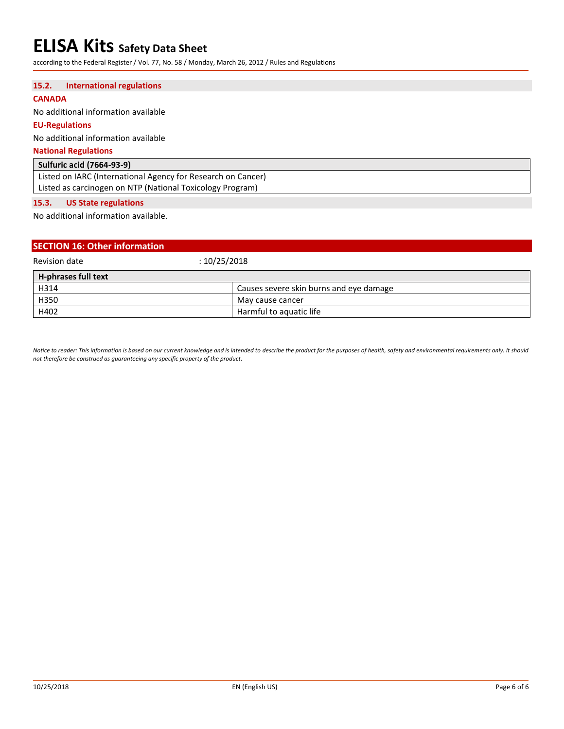### 15.2. International regulations

**CANADA**

No additional information available

**EU-Regulations**

No additional information available

**National Regulations**

| Sulfuric acid (7664-93-9) |
|---|
| Listed on IARC (International Agency for Research on Cancer) |
| Listed as carcinogen on NTP (National Toxicology Program) |

### 15.3. US State regulations

No additional information available.

## SECTION 16: Other information

Revision date : 10/25/2018

| H-phrases full text | |
|---|---|
| H314 | Causes severe skin burns and eye damage |
| H350 | May cause cancer |
| H402 | Harmful to aquatic life |

*Notice to reader: This information is based on our current knowledge and is intended to describe the product for the purposes of health, safety and environmental requirements only. It should not therefore be construed as guaranteeing any specific property of the product.*